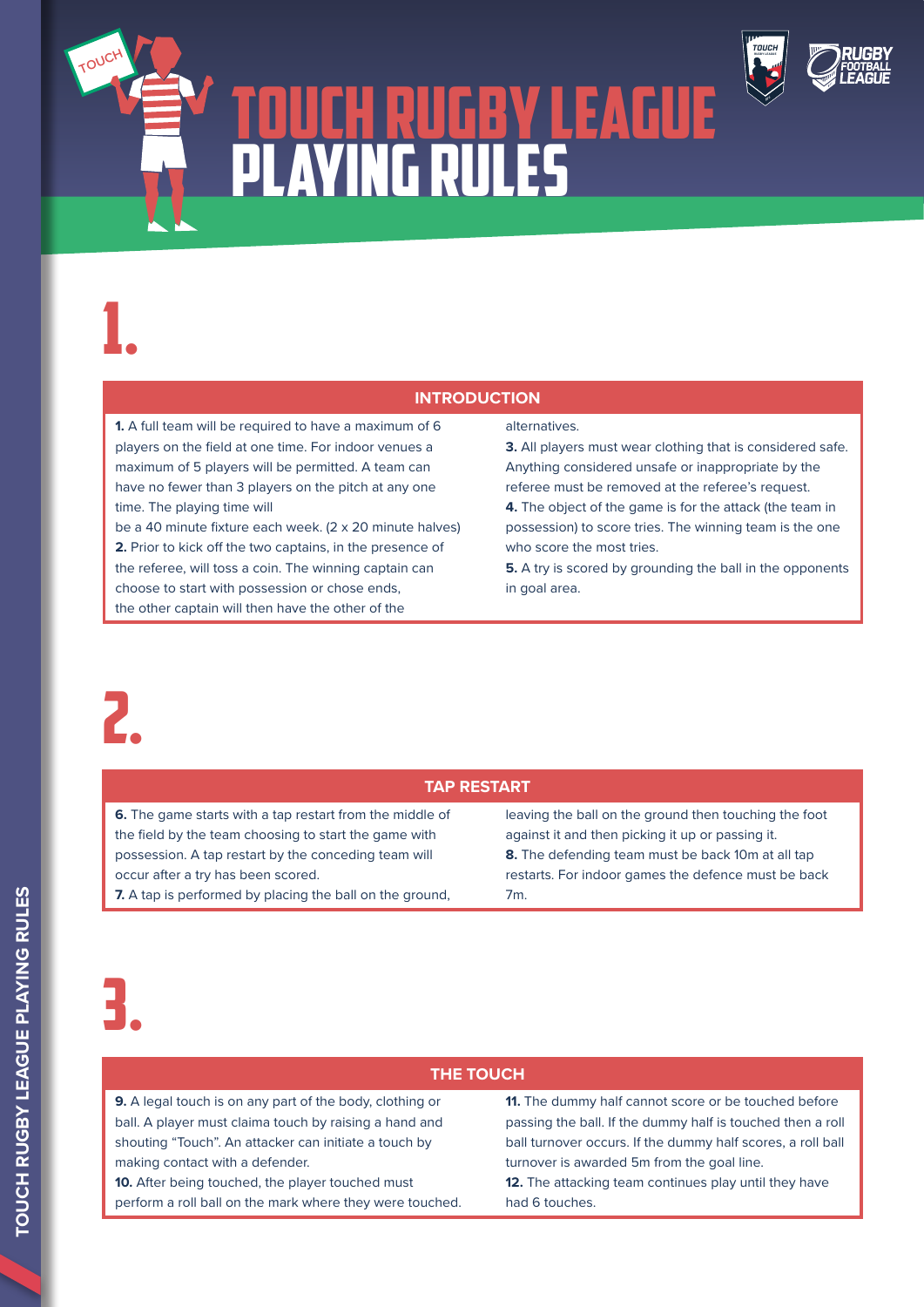# TOUCH RUGBY LEAGUE PLAYING RULES

## 1.

### INTRODUCTION

**1.** A full team will be required to have a maximum of 6 players on the field at one time. For indoor venues a maximum of 5 players will be permitted. A team can have no fewer than 3 players on the pitch at any one time. The playing time will be a 40 minute fixture each week. (2 x 20 minute halves)

**2.** Prior to kick off the two captains, in the presence of the referee, will toss a coin. The winning captain can choose to start with possession or chose ends, the other captain will then have the other of the alternatives.

**3.** All players must wear clothing that is considered safe. Anything considered unsafe or inappropriate by the referee must be removed at the referee's request.

**4.** The object of the game is for the attack (the team in possession) to score tries. The winning team is the one who score the most tries.

**5.** A try is scored by grounding the ball in the opponents in goal area.

## 2.

### TAP RESTART

**6.** The game starts with a tap restart from the middle of the field by the team choosing to start the game with possession. A tap restart by the conceding team will occur after a try has been scored.

**7.** A tap is performed by placing the ball on the ground, leaving the ball on the ground then touching the foot against it and then picking it up or passing it.

**8.** The defending team must be back 10m at all tap restarts. For indoor games the defence must be back 7m.

## 3.

### THE TOUCH

**9.** A legal touch is on any part of the body, clothing or ball. A player must claima touch by raising a hand and shouting "Touch". An attacker can initiate a touch by making contact with a defender.

**10.** After being touched, the player touched must perform a roll ball on the mark where they were touched.

**11.** The dummy half cannot score or be touched before passing the ball. If the dummy half is touched then a roll ball turnover occurs. If the dummy half scores, a roll ball turnover is awarded 5m from the goal line.

**12.** The attacking team continues play until they have had 6 touches.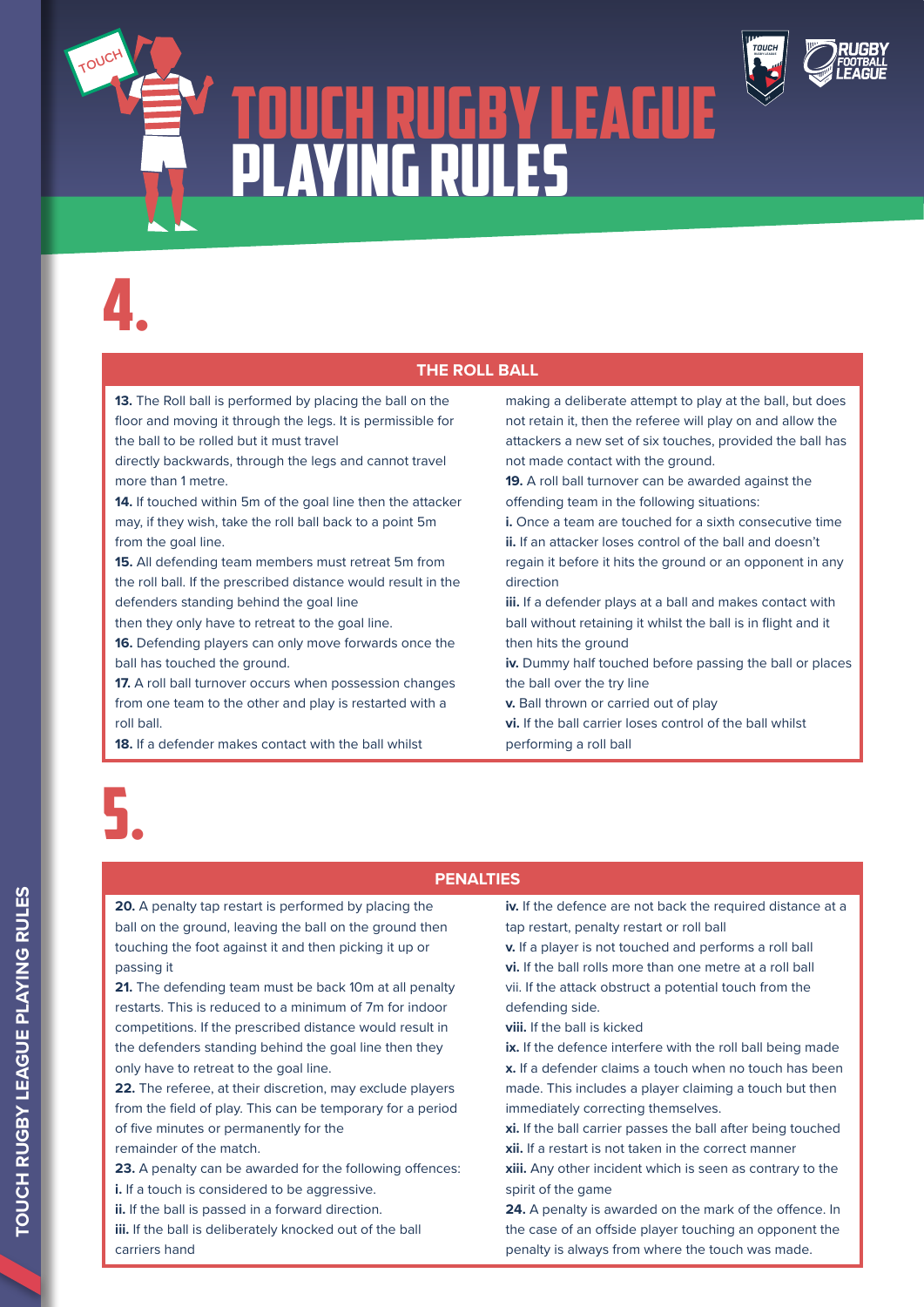# TOUCH RUGBY LEAGUE PLAYING RULES

# 4.

## THE ROLL BALL

**13.** The Roll ball is performed by placing the ball on the floor and moving it through the legs. It is permissible for the ball to be rolled but it must travel directly backwards, through the legs and cannot travel more than 1 metre.

**14.** If touched within 5m of the goal line then the attacker may, if they wish, take the roll ball back to a point 5m from the goal line.

**15.** All defending team members must retreat 5m from the roll ball. If the prescribed distance would result in the defenders standing behind the goal line then they only have to retreat to the goal line.

**16.** Defending players can only move forwards once the ball has touched the ground.

**17.** A roll ball turnover occurs when possession changes from one team to the other and play is restarted with a roll ball.

**18.** If a defender makes contact with the ball whilst making a deliberate attempt to play at the ball, but does not retain it, then the referee will play on and allow the attackers a new set of six touches, provided the ball has not made contact with the ground.

**19.** A roll ball turnover can be awarded against the offending team in the following situations:

**i.** Once a team are touched for a sixth consecutive time
**ii.** If an attacker loses control of the ball and doesn't regain it before it hits the ground or an opponent in any direction
**iii.** If a defender plays at a ball and makes contact with ball without retaining it whilst the ball is in flight and it then hits the ground
**iv.** Dummy half touched before passing the ball or places the ball over the try line
**v.** Ball thrown or carried out of play
**vi.** If the ball carrier loses control of the ball whilst performing a roll ball

# 5.

## PENALTIES

**20.** A penalty tap restart is performed by placing the ball on the ground, leaving the ball on the ground then touching the foot against it and then picking it up or passing it

**21.** The defending team must be back 10m at all penalty restarts. This is reduced to a minimum of 7m for indoor competitions. If the prescribed distance would result in the defenders standing behind the goal line then they only have to retreat to the goal line.

**22.** The referee, at their discretion, may exclude players from the field of play. This can be temporary for a period of five minutes or permanently for the remainder of the match.

**23.** A penalty can be awarded for the following offences:

**i.** If a touch is considered to be aggressive.
**ii.** If the ball is passed in a forward direction.
**iii.** If the ball is deliberately knocked out of the ball carriers hand
**iv.** If the defence are not back the required distance at a tap restart, penalty restart or roll ball
**v.** If a player is not touched and performs a roll ball
**vi.** If the ball rolls more than one metre at a roll ball
vii. If the attack obstruct a potential touch from the defending side.
**viii.** If the ball is kicked
**ix.** If the defence interfere with the roll ball being made
**x.** If a defender claims a touch when no touch has been made. This includes a player claiming a touch but then immediately correcting themselves.
**xi.** If the ball carrier passes the ball after being touched
**xii.** If a restart is not taken in the correct manner
**xiii.** Any other incident which is seen as contrary to the spirit of the game

**24.** A penalty is awarded on the mark of the offence. In the case of an offside player touching an opponent the penalty is always from where the touch was made.